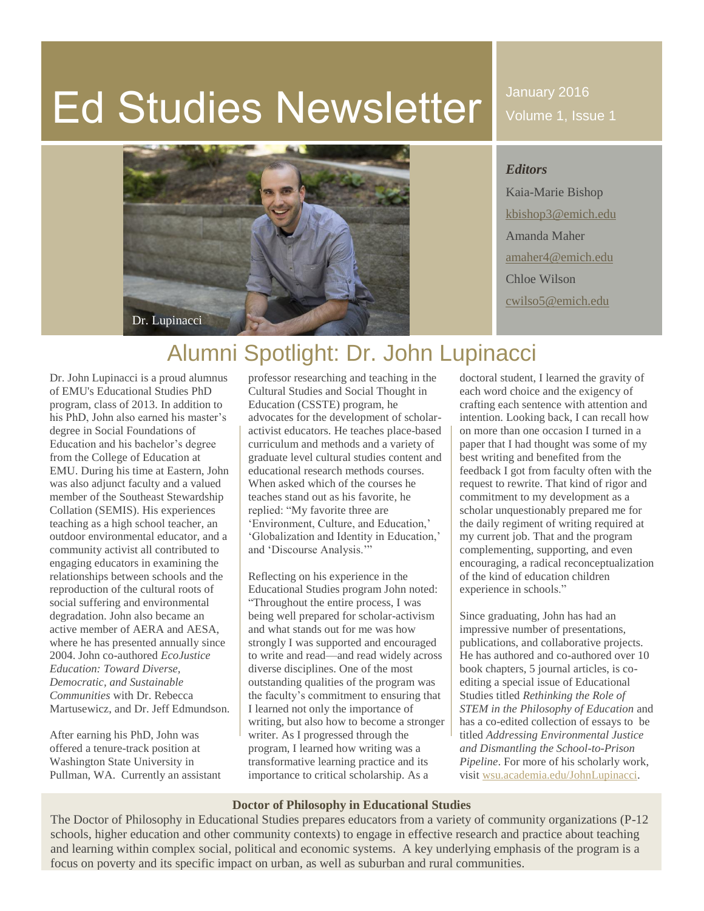# Ed Studies Newsletter

January 2016
Volume 1, Issue 1

***Editors***

Kaia-Marie Bishop
kbishop3@emich.edu
Amanda Maher
amaher4@emich.edu
Chloe Wilson
cwilso5@emich.edu

Dr. Lupinacci

## Alumni Spotlight: Dr. John Lupinacci

Dr. John Lupinacci is a proud alumnus of EMU's Educational Studies PhD program, class of 2013. In addition to his PhD, John also earned his master's degree in Social Foundations of Education and his bachelor's degree from the College of Education at EMU. During his time at Eastern, John was also adjunct faculty and a valued member of the Southeast Stewardship Collation (SEMIS). His experiences teaching as a high school teacher, an outdoor environmental educator, and a community activist all contributed to engaging educators in examining the relationships between schools and the reproduction of the cultural roots of social suffering and environmental degradation. John also became an active member of AERA and AESA, where he has presented annually since 2004. John co-authored *EcoJustice Education: Toward Diverse, Democratic, and Sustainable Communities* with Dr. Rebecca Martusewicz, and Dr. Jeff Edmundson.

After earning his PhD, John was offered a tenure-track position at Washington State University in Pullman, WA. Currently an assistant professor researching and teaching in the Cultural Studies and Social Thought in Education (CSSTE) program, he advocates for the development of scholar-activist educators. He teaches place-based curriculum and methods and a variety of graduate level cultural studies content and educational research methods courses. When asked which of the courses he teaches stand out as his favorite, he replied: "My favorite three are 'Environment, Culture, and Education,' 'Globalization and Identity in Education,' and 'Discourse Analysis.'"

Reflecting on his experience in the Educational Studies program John noted: "Throughout the entire process, I was being well prepared for scholar-activism and what stands out for me was how strongly I was supported and encouraged to write and read—and read widely across diverse disciplines. One of the most outstanding qualities of the program was the faculty's commitment to ensuring that I learned not only the importance of writing, but also how to become a stronger writer. As I progressed through the program, I learned how writing was a transformative learning practice and its importance to critical scholarship. As a doctoral student, I learned the gravity of each word choice and the exigency of crafting each sentence with attention and intention. Looking back, I can recall how on more than one occasion I turned in a paper that I had thought was some of my best writing and benefited from the feedback I got from faculty often with the request to rewrite. That kind of rigor and commitment to my development as a scholar unquestionably prepared me for the daily regiment of writing required at my current job. That and the program complementing, supporting, and even encouraging, a radical reconceptualization of the kind of education children experience in schools."

Since graduating, John has had an impressive number of presentations, publications, and collaborative projects. He has authored and co-authored over 10 book chapters, 5 journal articles, is co-editing a special issue of Educational Studies titled *Rethinking the Role of STEM in the Philosophy of Education* and has a co-edited collection of essays to be titled *Addressing Environmental Justice and Dismantling the School-to-Prison Pipeline*. For more of his scholarly work, visit wsu.academia.edu/JohnLupinacci.

**Doctor of Philosophy in Educational Studies**

The Doctor of Philosophy in Educational Studies prepares educators from a variety of community organizations (P-12 schools, higher education and other community contexts) to engage in effective research and practice about teaching and learning within complex social, political and economic systems. A key underlying emphasis of the program is a focus on poverty and its specific impact on urban, as well as suburban and rural communities.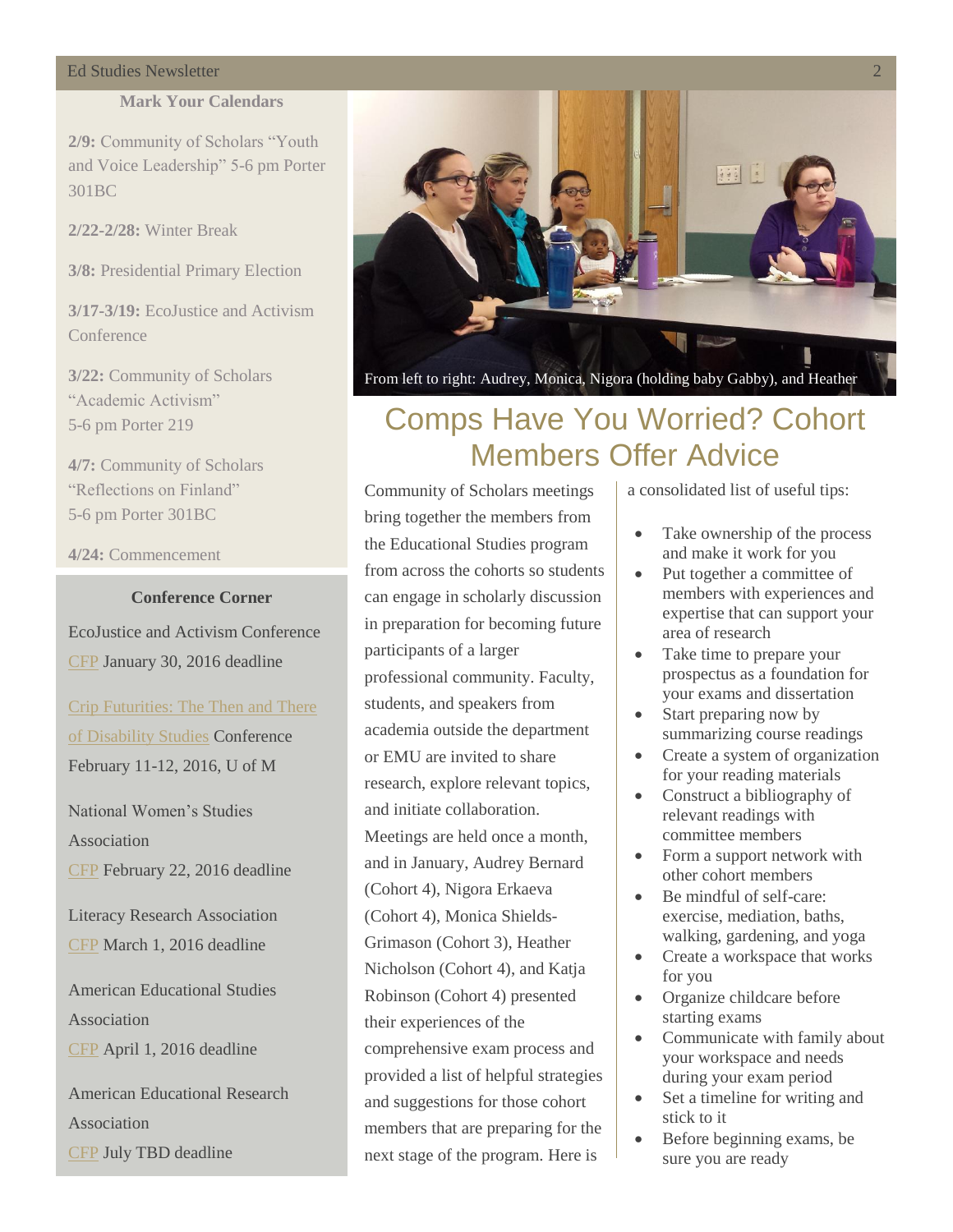## Mark Your Calendars

**2/9:** Community of Scholars "Youth and Voice Leadership" 5-6 pm Porter 301BC

**2/22-2/28:** Winter Break

**3/8:** Presidential Primary Election

**3/17-3/19:** EcoJustice and Activism Conference

**3/22:** Community of Scholars "Academic Activism" 5-6 pm Porter 219

**4/7:** Community of Scholars "Reflections on Finland" 5-6 pm Porter 301BC

**4/24:** Commencement

## Conference Corner

EcoJustice and Activism Conference
CFP January 30, 2016 deadline

Crip Futurities: The Then and There of Disability Studies Conference
February 11-12, 2016, U of M

National Women's Studies Association
CFP February 22, 2016 deadline

Literacy Research Association
CFP March 1, 2016 deadline

American Educational Studies Association
CFP April 1, 2016 deadline

American Educational Research Association
CFP July TBD deadline

From left to right: Audrey, Monica, Nigora (holding baby Gabby), and Heather

# Comps Have You Worried? Cohort Members Offer Advice

Community of Scholars meetings bring together the members from the Educational Studies program from across the cohorts so students can engage in scholarly discussion in preparation for becoming future participants of a larger professional community. Faculty, students, and speakers from academia outside the department or EMU are invited to share research, explore relevant topics, and initiate collaboration. Meetings are held once a month, and in January, Audrey Bernard (Cohort 4), Nigora Erkaeva (Cohort 4), Monica Shields-Grimason (Cohort 3), Heather Nicholson (Cohort 4), and Katja Robinson (Cohort 4) presented their experiences of the comprehensive exam process and provided a list of helpful strategies and suggestions for those cohort members that are preparing for the next stage of the program. Here is a consolidated list of useful tips:

- Take ownership of the process and make it work for you
- Put together a committee of members with experiences and expertise that can support your area of research
- Take time to prepare your prospectus as a foundation for your exams and dissertation
- Start preparing now by summarizing course readings
- Create a system of organization for your reading materials
- Construct a bibliography of relevant readings with committee members
- Form a support network with other cohort members
- Be mindful of self-care: exercise, mediation, baths, walking, gardening, and yoga
- Create a workspace that works for you
- Organize childcare before starting exams
- Communicate with family about your workspace and needs during your exam period
- Set a timeline for writing and stick to it
- Before beginning exams, be sure you are ready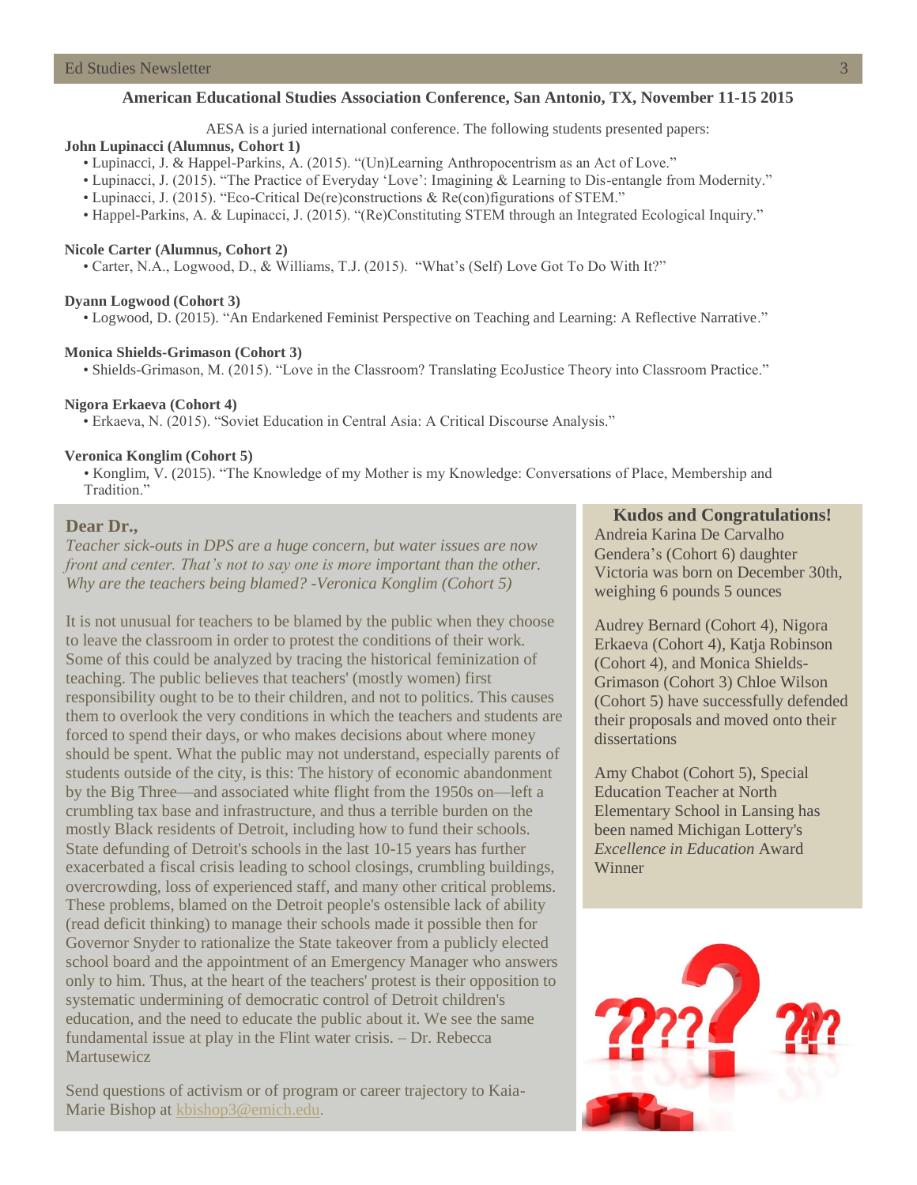## American Educational Studies Association Conference, San Antonio, TX, November 11-15 2015

AESA is a juried international conference. The following students presented papers:

**John Lupinacci (Alumnus, Cohort 1)**

- Lupinacci, J. & Happel-Parkins, A. (2015). "(Un)Learning Anthropocentrism as an Act of Love."
- Lupinacci, J. (2015). "The Practice of Everyday 'Love': Imagining & Learning to Dis-entangle from Modernity."
- Lupinacci, J. (2015). "Eco-Critical De(re)constructions & Re(con)figurations of STEM."
- Happel-Parkins, A. & Lupinacci, J. (2015). "(Re)Constituting STEM through an Integrated Ecological Inquiry."

**Nicole Carter (Alumnus, Cohort 2)**

- Carter, N.A., Logwood, D., & Williams, T.J. (2015). "What's (Self) Love Got To Do With It?"

**Dyann Logwood (Cohort 3)**

- Logwood, D. (2015). "An Endarkened Feminist Perspective on Teaching and Learning: A Reflective Narrative."

**Monica Shields-Grimason (Cohort 3)**

- Shields-Grimason, M. (2015). "Love in the Classroom? Translating EcoJustice Theory into Classroom Practice."

**Nigora Erkaeva (Cohort 4)**

- Erkaeva, N. (2015). "Soviet Education in Central Asia: A Critical Discourse Analysis."

**Veronica Konglim (Cohort 5)**

- Konglim, V. (2015). "The Knowledge of my Mother is my Knowledge: Conversations of Place, Membership and Tradition."

## Dear Dr.,

*Teacher sick-outs in DPS are a huge concern, but water issues are now front and center. That's not to say one is more important than the other. Why are the teachers being blamed? -Veronica Konglim (Cohort 5)*

It is not unusual for teachers to be blamed by the public when they choose to leave the classroom in order to protest the conditions of their work. Some of this could be analyzed by tracing the historical feminization of teaching. The public believes that teachers' (mostly women) first responsibility ought to be to their children, and not to politics. This causes them to overlook the very conditions in which the teachers and students are forced to spend their days, or who makes decisions about where money should be spent. What the public may not understand, especially parents of students outside of the city, is this: The history of economic abandonment by the Big Three—and associated white flight from the 1950s on—left a crumbling tax base and infrastructure, and thus a terrible burden on the mostly Black residents of Detroit, including how to fund their schools. State defunding of Detroit's schools in the last 10-15 years has further exacerbated a fiscal crisis leading to school closings, crumbling buildings, overcrowding, loss of experienced staff, and many other critical problems. These problems, blamed on the Detroit people's ostensible lack of ability (read deficit thinking) to manage their schools made it possible then for Governor Snyder to rationalize the State takeover from a publicly elected school board and the appointment of an Emergency Manager who answers only to him. Thus, at the heart of the teachers' protest is their opposition to systematic undermining of democratic control of Detroit children's education, and the need to educate the public about it. We see the same fundamental issue at play in the Flint water crisis. – Dr. Rebecca Martusewicz

Send questions of activism or of program or career trajectory to Kaia-Marie Bishop at kbishop3@emich.edu.

## Kudos and Congratulations!

Andreia Karina De Carvalho Gendera's (Cohort 6) daughter Victoria was born on December 30th, weighing 6 pounds 5 ounces

Audrey Bernard (Cohort 4), Nigora Erkaeva (Cohort 4), Katja Robinson (Cohort 4), and Monica Shields-Grimason (Cohort 3) Chloe Wilson (Cohort 5) have successfully defended their proposals and moved onto their dissertations

Amy Chabot (Cohort 5), Special Education Teacher at North Elementary School in Lansing has been named Michigan Lottery's *Excellence in Education* Award Winner